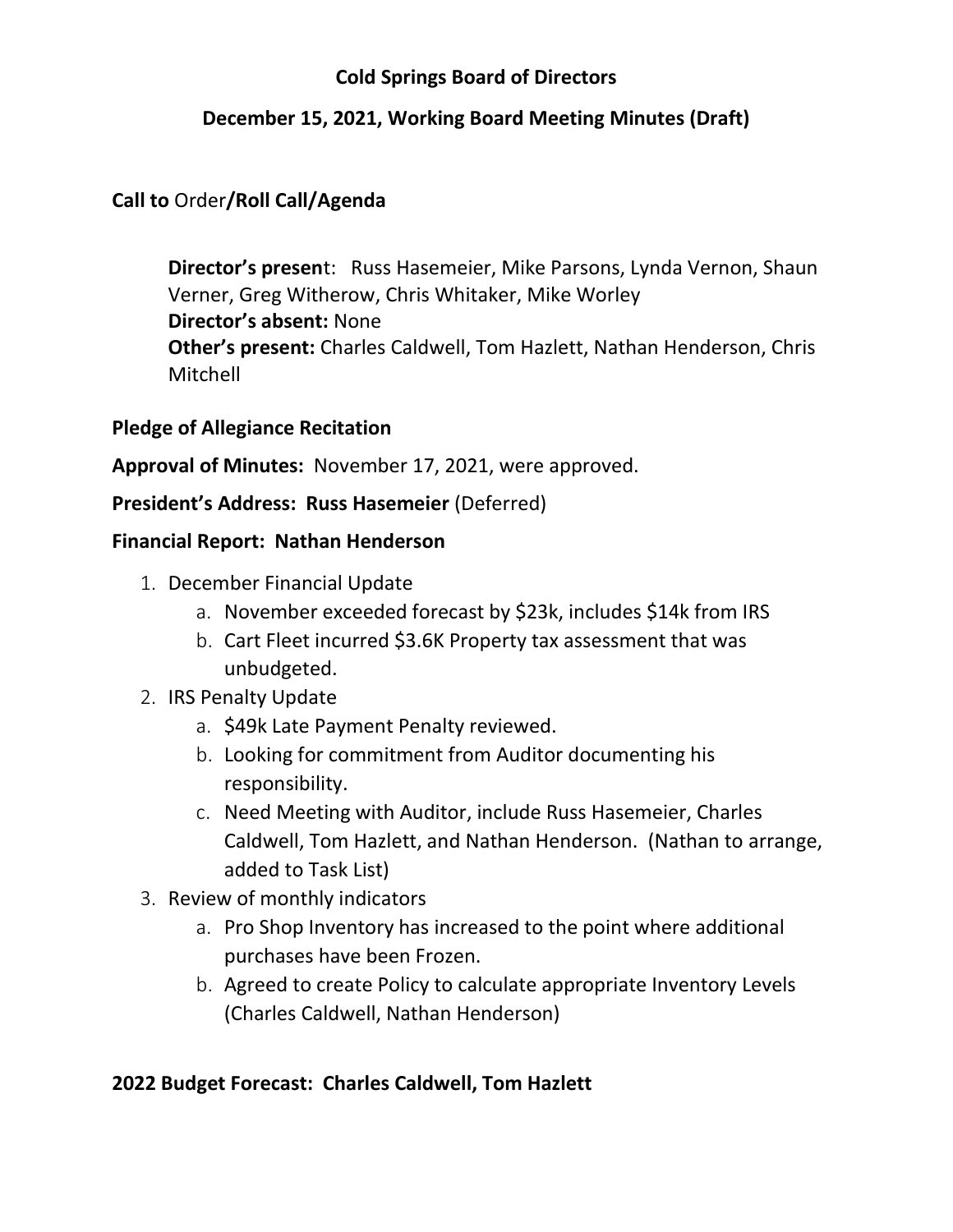**Cold Springs Board of Directors**

**December 15, 2021, Working Board Meeting Minutes (Draft)**

**Call to** Order**/Roll Call/Agenda**

**Director's presen**t: Russ Hasemeier, Mike Parsons, Lynda Vernon, Shaun Verner, Greg Witherow, Chris Whitaker, Mike Worley
**Director's absent:** None
**Other's present:** Charles Caldwell, Tom Hazlett, Nathan Henderson, Chris Mitchell

**Pledge of Allegiance Recitation**

**Approval of Minutes:** November 17, 2021, were approved.

**President's Address: Russ Hasemeier** (Deferred)

**Financial Report: Nathan Henderson**

1. December Financial Update
   a. November exceeded forecast by $23k, includes $14k from IRS
   b. Cart Fleet incurred $3.6K Property tax assessment that was unbudgeted.
2. IRS Penalty Update
   a. $49k Late Payment Penalty reviewed.
   b. Looking for commitment from Auditor documenting his responsibility.
   c. Need Meeting with Auditor, include Russ Hasemeier, Charles Caldwell, Tom Hazlett, and Nathan Henderson. (Nathan to arrange, added to Task List)
3. Review of monthly indicators
   a. Pro Shop Inventory has increased to the point where additional purchases have been Frozen.
   b. Agreed to create Policy to calculate appropriate Inventory Levels (Charles Caldwell, Nathan Henderson)

**2022 Budget Forecast: Charles Caldwell, Tom Hazlett**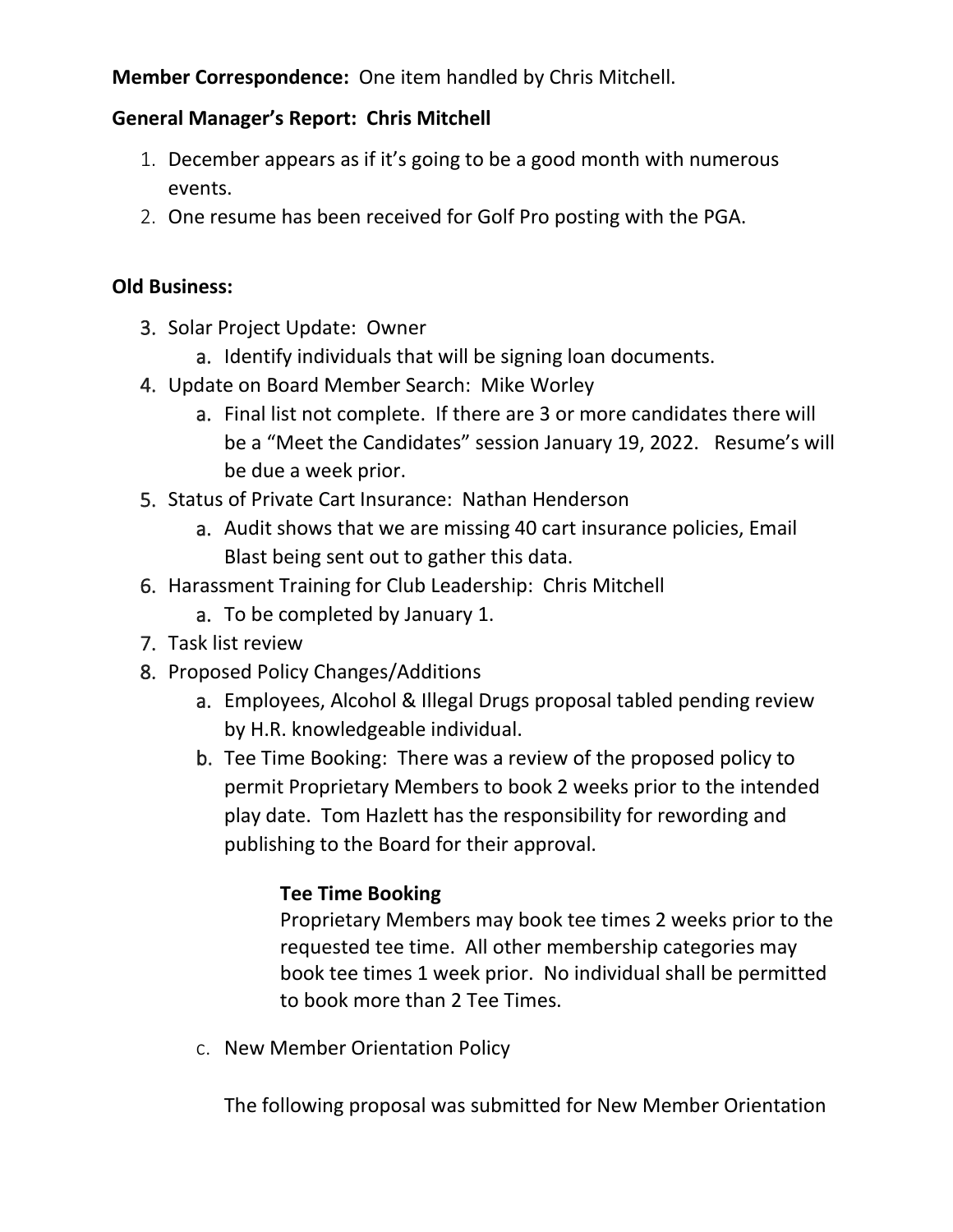**Member Correspondence:** One item handled by Chris Mitchell.

**General Manager's Report: Chris Mitchell**

1. December appears as if it's going to be a good month with numerous events.
2. One resume has been received for Golf Pro posting with the PGA.

**Old Business:**

3. Solar Project Update: Owner
    a. Identify individuals that will be signing loan documents.
4. Update on Board Member Search: Mike Worley
    a. Final list not complete. If there are 3 or more candidates there will be a "Meet the Candidates" session January 19, 2022. Resume's will be due a week prior.
5. Status of Private Cart Insurance: Nathan Henderson
    a. Audit shows that we are missing 40 cart insurance policies, Email Blast being sent out to gather this data.
6. Harassment Training for Club Leadership: Chris Mitchell
    a. To be completed by January 1.
7. Task list review
8. Proposed Policy Changes/Additions
    a. Employees, Alcohol & Illegal Drugs proposal tabled pending review by H.R. knowledgeable individual.
    b. Tee Time Booking: There was a review of the proposed policy to permit Proprietary Members to book 2 weeks prior to the intended play date. Tom Hazlett has the responsibility for rewording and publishing to the Board for their approval.

        **Tee Time Booking**
        Proprietary Members may book tee times 2 weeks prior to the requested tee time. All other membership categories may book tee times 1 week prior. No individual shall be permitted to book more than 2 Tee Times.

    c. New Member Orientation Policy

        The following proposal was submitted for New Member Orientation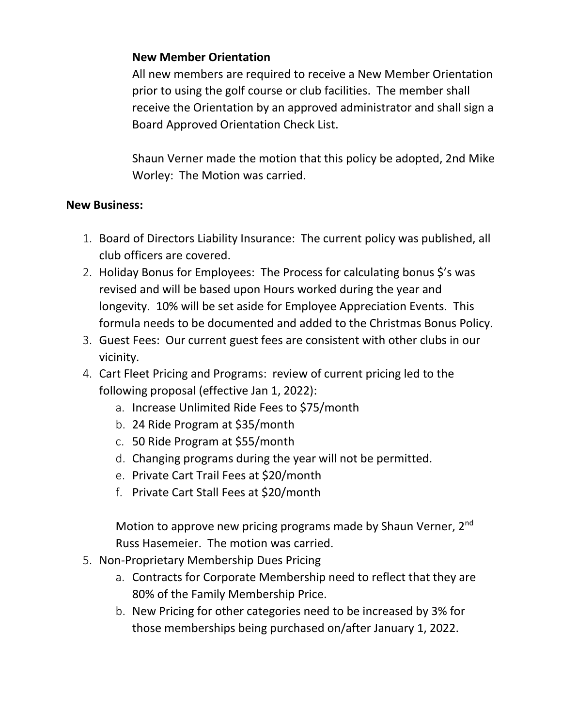**New Member Orientation**

All new members are required to receive a New Member Orientation prior to using the golf course or club facilities. The member shall receive the Orientation by an approved administrator and shall sign a Board Approved Orientation Check List.

Shaun Verner made the motion that this policy be adopted, 2nd Mike Worley: The Motion was carried.

**New Business:**

1. Board of Directors Liability Insurance: The current policy was published, all club officers are covered.
2. Holiday Bonus for Employees: The Process for calculating bonus $'s was revised and will be based upon Hours worked during the year and longevity. 10% will be set aside for Employee Appreciation Events. This formula needs to be documented and added to the Christmas Bonus Policy.
3. Guest Fees: Our current guest fees are consistent with other clubs in our vicinity.
4. Cart Fleet Pricing and Programs: review of current pricing led to the following proposal (effective Jan 1, 2022):
    a. Increase Unlimited Ride Fees to $75/month
    b. 24 Ride Program at $35/month
    c. 50 Ride Program at $55/month
    d. Changing programs during the year will not be permitted.
    e. Private Cart Trail Fees at $20/month
    f. Private Cart Stall Fees at $20/month

    Motion to approve new pricing programs made by Shaun Verner, 2nd Russ Hasemeier. The motion was carried.
5. Non-Proprietary Membership Dues Pricing
    a. Contracts for Corporate Membership need to reflect that they are 80% of the Family Membership Price.
    b. New Pricing for other categories need to be increased by 3% for those memberships being purchased on/after January 1, 2022.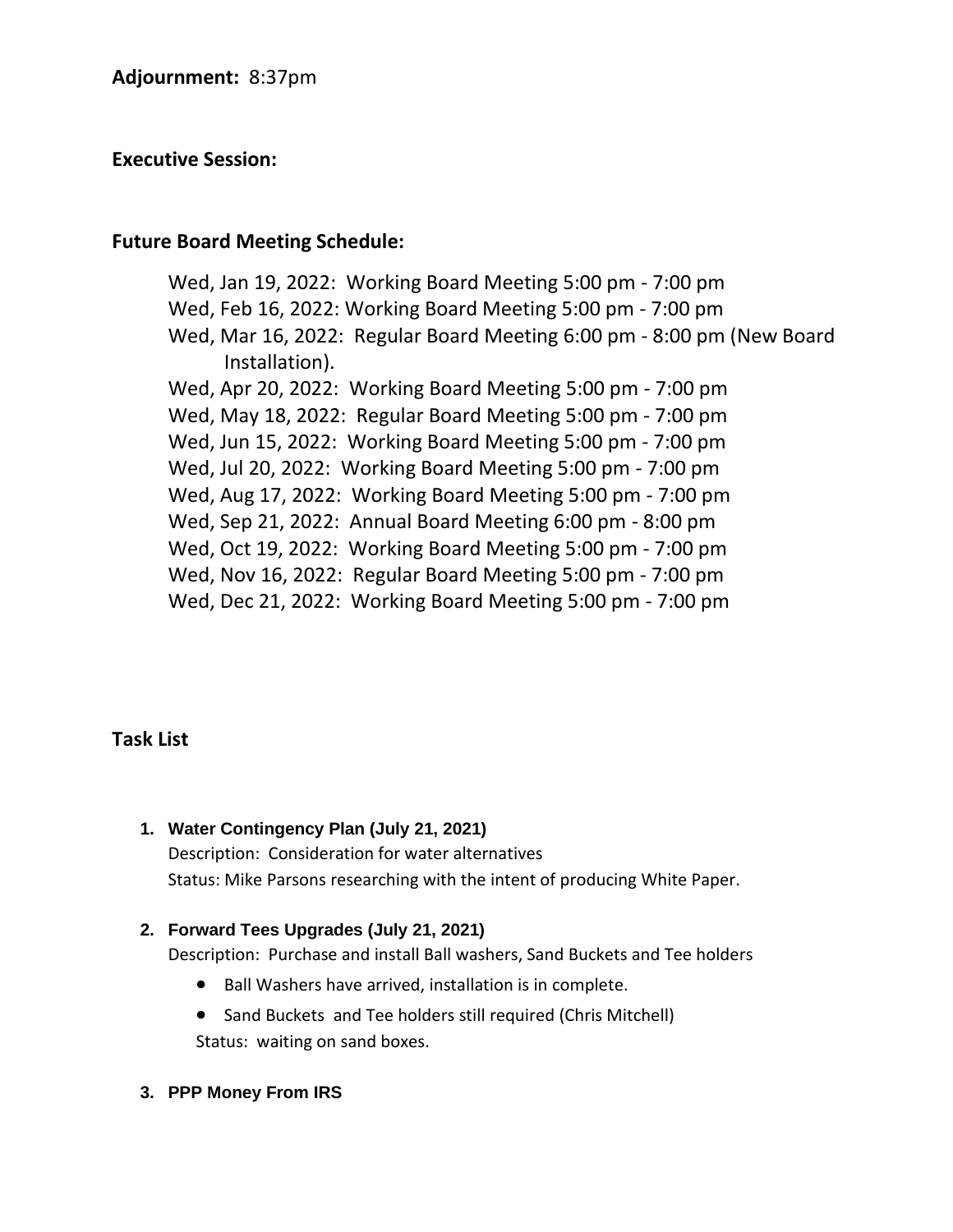**Adjournment:** 8:37pm

**Executive Session:**

**Future Board Meeting Schedule:**

Wed, Jan 19, 2022: Working Board Meeting 5:00 pm - 7:00 pm
Wed, Feb 16, 2022: Working Board Meeting 5:00 pm - 7:00 pm
Wed, Mar 16, 2022: Regular Board Meeting 6:00 pm - 8:00 pm (New Board Installation).
Wed, Apr 20, 2022: Working Board Meeting 5:00 pm - 7:00 pm
Wed, May 18, 2022: Regular Board Meeting 5:00 pm - 7:00 pm
Wed, Jun 15, 2022: Working Board Meeting 5:00 pm - 7:00 pm
Wed, Jul 20, 2022: Working Board Meeting 5:00 pm - 7:00 pm
Wed, Aug 17, 2022: Working Board Meeting 5:00 pm - 7:00 pm
Wed, Sep 21, 2022: Annual Board Meeting 6:00 pm - 8:00 pm
Wed, Oct 19, 2022: Working Board Meeting 5:00 pm - 7:00 pm
Wed, Nov 16, 2022: Regular Board Meeting 5:00 pm - 7:00 pm
Wed, Dec 21, 2022: Working Board Meeting 5:00 pm - 7:00 pm

**Task List**

1. **Water Contingency Plan (July 21, 2021)**
   Description: Consideration for water alternatives
   Status: Mike Parsons researching with the intent of producing White Paper.

2. **Forward Tees Upgrades (July 21, 2021)**
   Description: Purchase and install Ball washers, Sand Buckets and Tee holders
   - Ball Washers have arrived, installation is in complete.
   - Sand Buckets and Tee holders still required (Chris Mitchell)
   
   Status: waiting on sand boxes.

3. **PPP Money From IRS**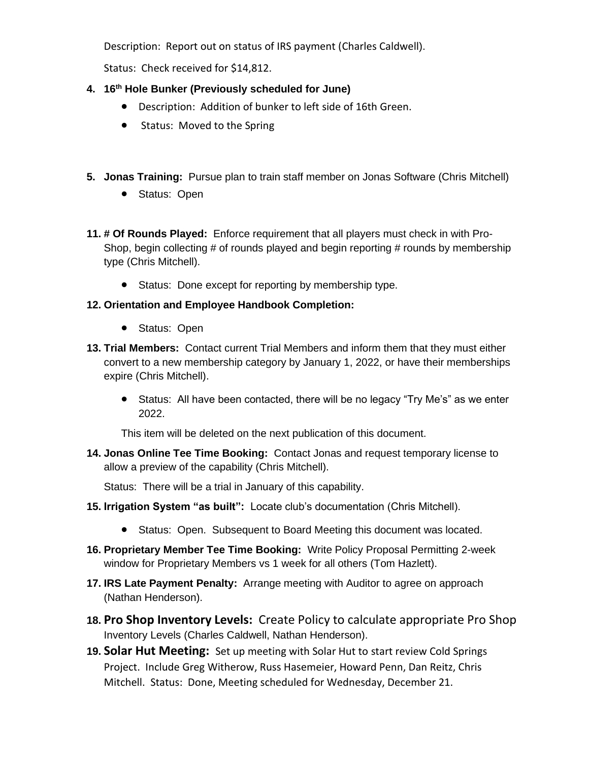Description: Report out on status of IRS payment (Charles Caldwell).

Status: Check received for $14,812.

**4. 16th Hole Bunker (Previously scheduled for June)**

- Description: Addition of bunker to left side of 16th Green.
- Status: Moved to the Spring

**5. Jonas Training:** Pursue plan to train staff member on Jonas Software (Chris Mitchell)

- Status: Open

**11. # Of Rounds Played:** Enforce requirement that all players must check in with Pro-Shop, begin collecting # of rounds played and begin reporting # rounds by membership type (Chris Mitchell).

- Status: Done except for reporting by membership type.

**12. Orientation and Employee Handbook Completion:**

- Status: Open

**13. Trial Members:** Contact current Trial Members and inform them that they must either convert to a new membership category by January 1, 2022, or have their memberships expire (Chris Mitchell).

- Status: All have been contacted, there will be no legacy "Try Me's" as we enter 2022.

This item will be deleted on the next publication of this document.

**14. Jonas Online Tee Time Booking:** Contact Jonas and request temporary license to allow a preview of the capability (Chris Mitchell).

Status: There will be a trial in January of this capability.

**15. Irrigation System "as built":** Locate club's documentation (Chris Mitchell).

- Status: Open. Subsequent to Board Meeting this document was located.

**16. Proprietary Member Tee Time Booking:** Write Policy Proposal Permitting 2-week window for Proprietary Members vs 1 week for all others (Tom Hazlett).

**17. IRS Late Payment Penalty:** Arrange meeting with Auditor to agree on approach (Nathan Henderson).

**18. Pro Shop Inventory Levels:** Create Policy to calculate appropriate Pro Shop Inventory Levels (Charles Caldwell, Nathan Henderson).

**19. Solar Hut Meeting:** Set up meeting with Solar Hut to start review Cold Springs Project. Include Greg Witherow, Russ Hasemeier, Howard Penn, Dan Reitz, Chris Mitchell. Status: Done, Meeting scheduled for Wednesday, December 21.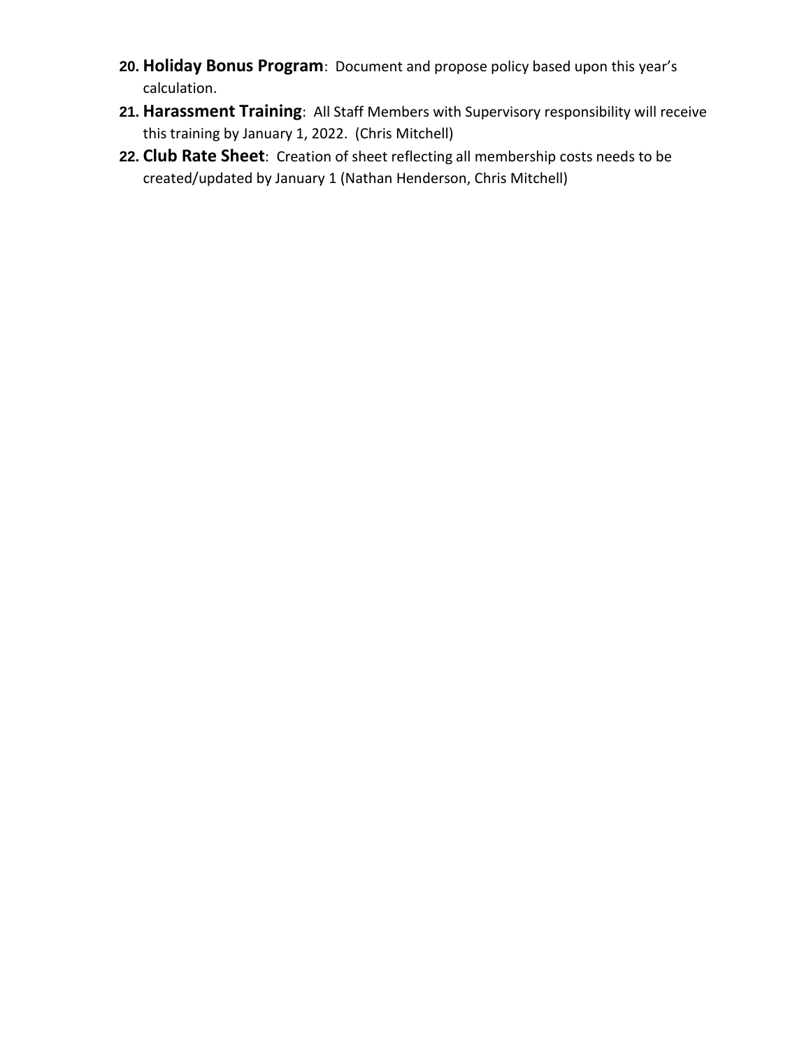20. **Holiday Bonus Program**: Document and propose policy based upon this year's calculation.
21. **Harassment Training**: All Staff Members with Supervisory responsibility will receive this training by January 1, 2022. (Chris Mitchell)
22. **Club Rate Sheet**: Creation of sheet reflecting all membership costs needs to be created/updated by January 1 (Nathan Henderson, Chris Mitchell)